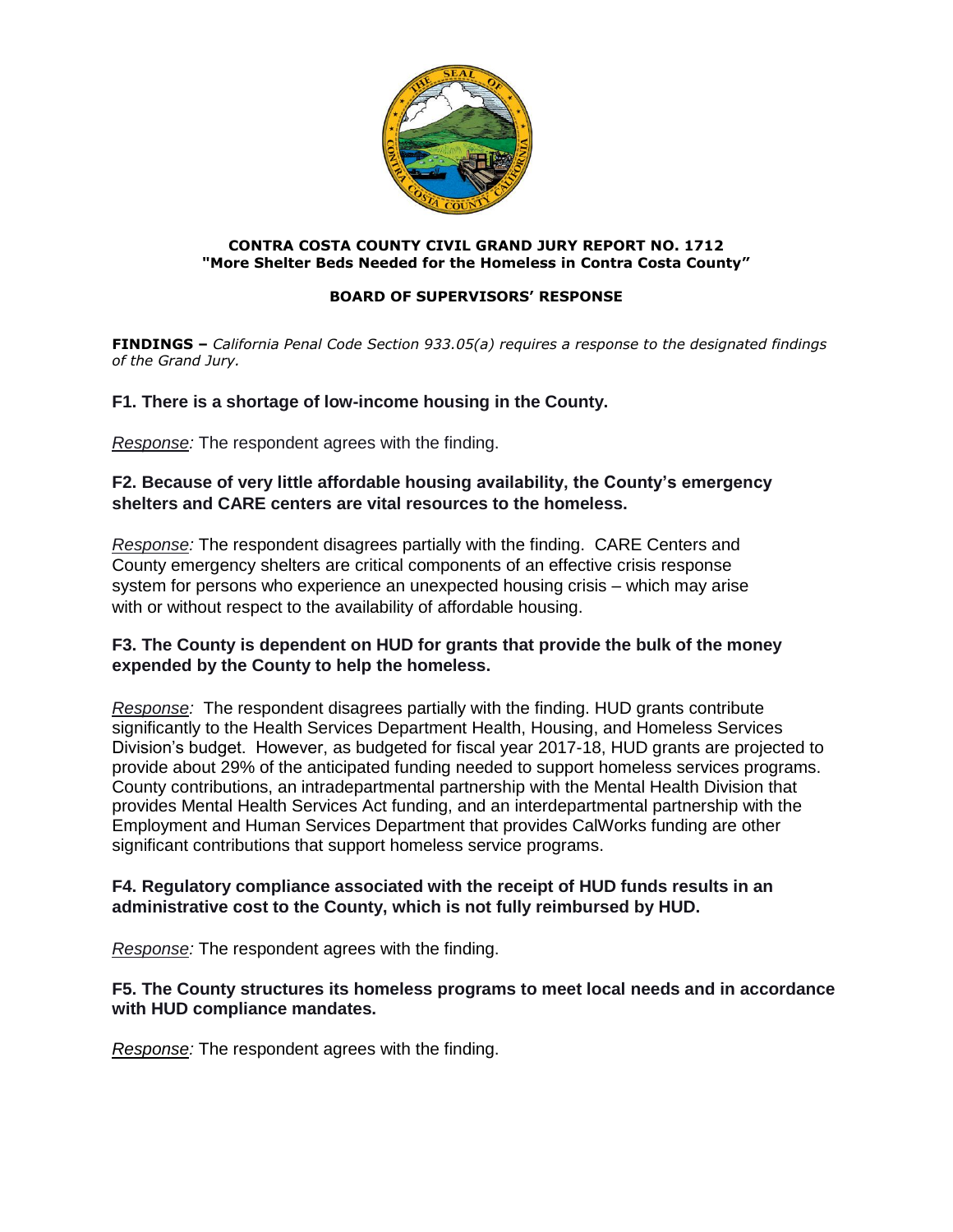**CONTRA COSTA COUNTY CIVIL GRAND JURY REPORT NO. 1712**
**"More Shelter Beds Needed for the Homeless in Contra Costa County"**

**BOARD OF SUPERVISORS' RESPONSE**

**FINDINGS –** *California Penal Code Section 933.05(a) requires a response to the designated findings of the Grand Jury.*

**F1. There is a shortage of low-income housing in the County.**

*Response:* The respondent agrees with the finding.

**F2. Because of very little affordable housing availability, the County's emergency shelters and CARE centers are vital resources to the homeless.**

*Response:* The respondent disagrees partially with the finding. CARE Centers and County emergency shelters are critical components of an effective crisis response system for persons who experience an unexpected housing crisis – which may arise with or without respect to the availability of affordable housing.

**F3. The County is dependent on HUD for grants that provide the bulk of the money expended by the County to help the homeless.**

*Response:* The respondent disagrees partially with the finding. HUD grants contribute significantly to the Health Services Department Health, Housing, and Homeless Services Division's budget. However, as budgeted for fiscal year 2017-18, HUD grants are projected to provide about 29% of the anticipated funding needed to support homeless services programs. County contributions, an intradepartmental partnership with the Mental Health Division that provides Mental Health Services Act funding, and an interdepartmental partnership with the Employment and Human Services Department that provides CalWorks funding are other significant contributions that support homeless service programs.

**F4. Regulatory compliance associated with the receipt of HUD funds results in an administrative cost to the County, which is not fully reimbursed by HUD.**

*Response:* The respondent agrees with the finding.

**F5. The County structures its homeless programs to meet local needs and in accordance with HUD compliance mandates.**

*Response:* The respondent agrees with the finding.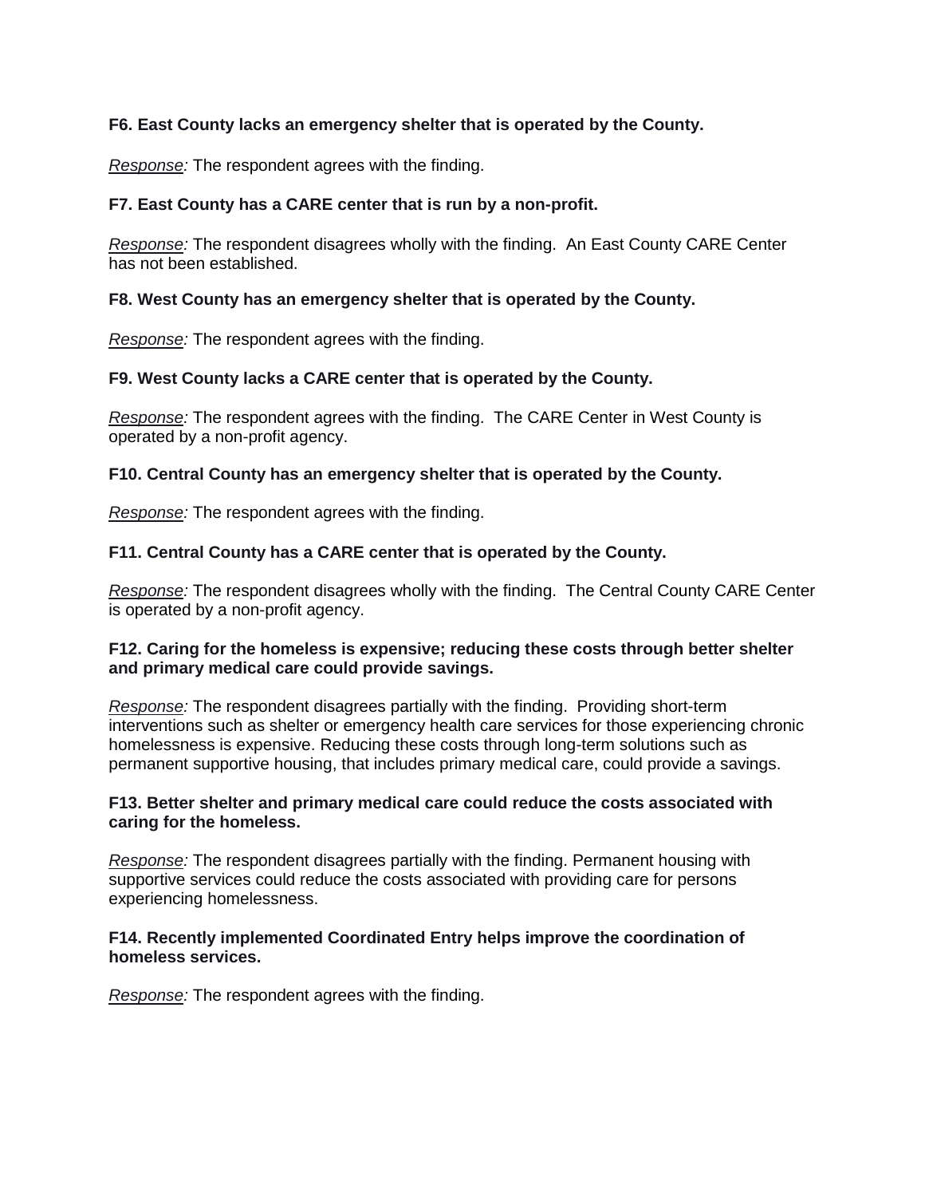**F6. East County lacks an emergency shelter that is operated by the County.**

*Response:* The respondent agrees with the finding.

**F7. East County has a CARE center that is run by a non-profit.**

*Response:* The respondent disagrees wholly with the finding. An East County CARE Center has not been established.

**F8. West County has an emergency shelter that is operated by the County.**

*Response:* The respondent agrees with the finding.

**F9. West County lacks a CARE center that is operated by the County.**

*Response:* The respondent agrees with the finding. The CARE Center in West County is operated by a non-profit agency.

**F10. Central County has an emergency shelter that is operated by the County.**

*Response:* The respondent agrees with the finding.

**F11. Central County has a CARE center that is operated by the County.**

*Response:* The respondent disagrees wholly with the finding. The Central County CARE Center is operated by a non-profit agency.

**F12. Caring for the homeless is expensive; reducing these costs through better shelter and primary medical care could provide savings.**

*Response:* The respondent disagrees partially with the finding. Providing short-term interventions such as shelter or emergency health care services for those experiencing chronic homelessness is expensive. Reducing these costs through long-term solutions such as permanent supportive housing, that includes primary medical care, could provide a savings.

**F13. Better shelter and primary medical care could reduce the costs associated with caring for the homeless.**

*Response:* The respondent disagrees partially with the finding. Permanent housing with supportive services could reduce the costs associated with providing care for persons experiencing homelessness.

**F14. Recently implemented Coordinated Entry helps improve the coordination of homeless services.**

*Response:* The respondent agrees with the finding.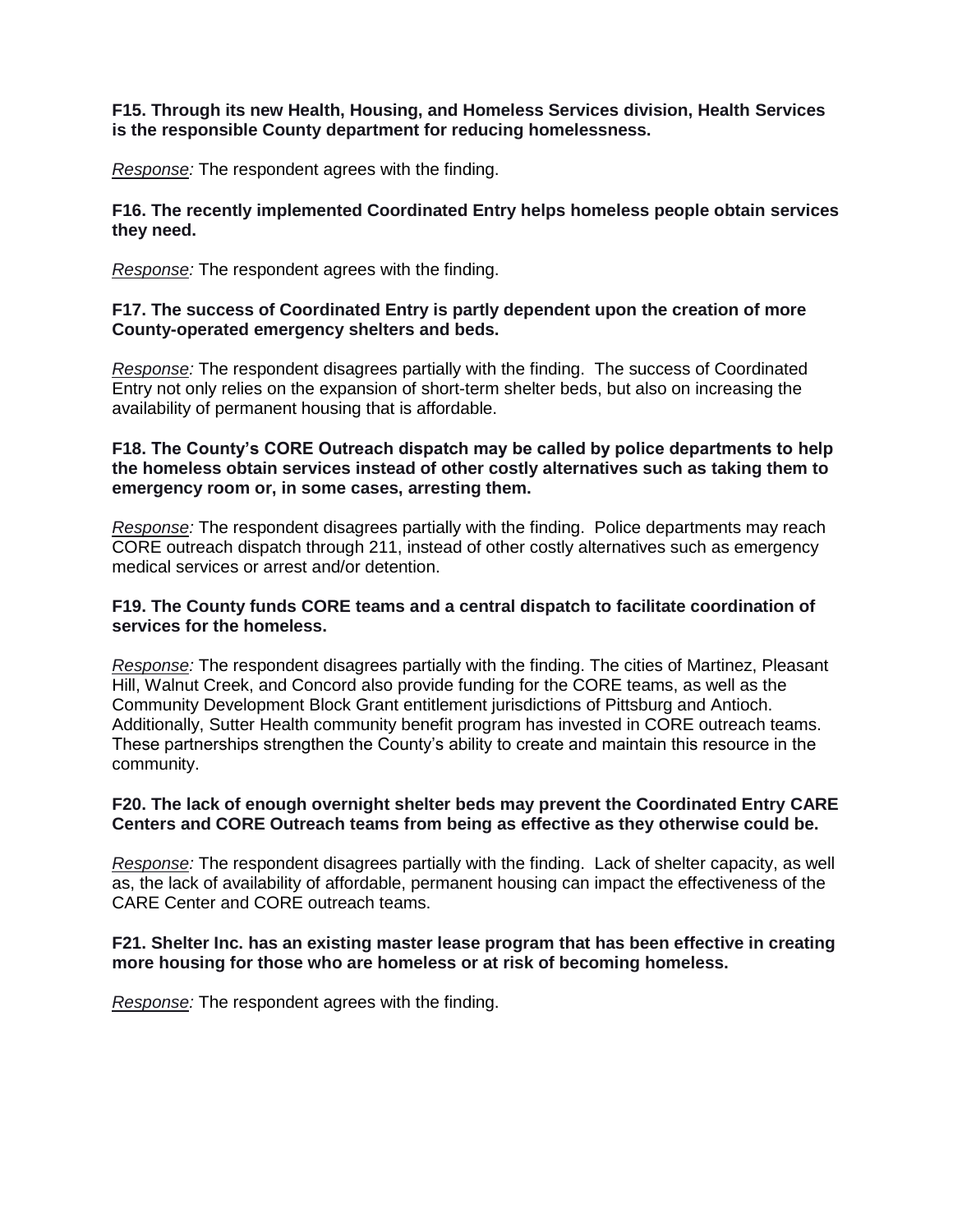**F15. Through its new Health, Housing, and Homeless Services division, Health Services is the responsible County department for reducing homelessness.**

*Response:* The respondent agrees with the finding.

**F16. The recently implemented Coordinated Entry helps homeless people obtain services they need.**

*Response:* The respondent agrees with the finding.

**F17. The success of Coordinated Entry is partly dependent upon the creation of more County-operated emergency shelters and beds.**

*Response:* The respondent disagrees partially with the finding. The success of Coordinated Entry not only relies on the expansion of short-term shelter beds, but also on increasing the availability of permanent housing that is affordable.

**F18. The County's CORE Outreach dispatch may be called by police departments to help the homeless obtain services instead of other costly alternatives such as taking them to emergency room or, in some cases, arresting them.**

*Response:* The respondent disagrees partially with the finding. Police departments may reach CORE outreach dispatch through 211, instead of other costly alternatives such as emergency medical services or arrest and/or detention.

**F19. The County funds CORE teams and a central dispatch to facilitate coordination of services for the homeless.**

*Response:* The respondent disagrees partially with the finding. The cities of Martinez, Pleasant Hill, Walnut Creek, and Concord also provide funding for the CORE teams, as well as the Community Development Block Grant entitlement jurisdictions of Pittsburg and Antioch. Additionally, Sutter Health community benefit program has invested in CORE outreach teams. These partnerships strengthen the County's ability to create and maintain this resource in the community.

**F20. The lack of enough overnight shelter beds may prevent the Coordinated Entry CARE Centers and CORE Outreach teams from being as effective as they otherwise could be.**

*Response:* The respondent disagrees partially with the finding. Lack of shelter capacity, as well as, the lack of availability of affordable, permanent housing can impact the effectiveness of the CARE Center and CORE outreach teams.

**F21. Shelter Inc. has an existing master lease program that has been effective in creating more housing for those who are homeless or at risk of becoming homeless.**

*Response:* The respondent agrees with the finding.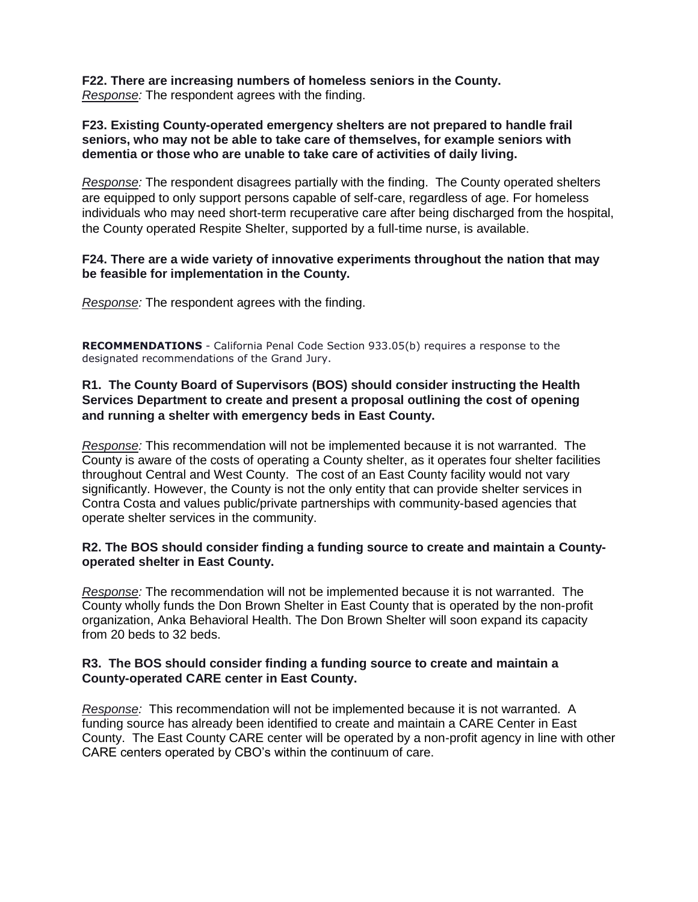**F22. There are increasing numbers of homeless seniors in the County.**
*Response:* The respondent agrees with the finding.

**F23. Existing County-operated emergency shelters are not prepared to handle frail seniors, who may not be able to take care of themselves, for example seniors with dementia or those who are unable to take care of activities of daily living.**

*Response:* The respondent disagrees partially with the finding. The County operated shelters are equipped to only support persons capable of self-care, regardless of age. For homeless individuals who may need short-term recuperative care after being discharged from the hospital, the County operated Respite Shelter, supported by a full-time nurse, is available.

**F24. There are a wide variety of innovative experiments throughout the nation that may be feasible for implementation in the County.**

*Response:* The respondent agrees with the finding.

**RECOMMENDATIONS** - California Penal Code Section 933.05(b) requires a response to the designated recommendations of the Grand Jury.

**R1. The County Board of Supervisors (BOS) should consider instructing the Health Services Department to create and present a proposal outlining the cost of opening and running a shelter with emergency beds in East County.**

*Response:* This recommendation will not be implemented because it is not warranted. The County is aware of the costs of operating a County shelter, as it operates four shelter facilities throughout Central and West County. The cost of an East County facility would not vary significantly. However, the County is not the only entity that can provide shelter services in Contra Costa and values public/private partnerships with community-based agencies that operate shelter services in the community.

**R2. The BOS should consider finding a funding source to create and maintain a County-operated shelter in East County.**

*Response:* The recommendation will not be implemented because it is not warranted. The County wholly funds the Don Brown Shelter in East County that is operated by the non-profit organization, Anka Behavioral Health. The Don Brown Shelter will soon expand its capacity from 20 beds to 32 beds.

**R3. The BOS should consider finding a funding source to create and maintain a County-operated CARE center in East County.**

*Response:* This recommendation will not be implemented because it is not warranted. A funding source has already been identified to create and maintain a CARE Center in East County. The East County CARE center will be operated by a non-profit agency in line with other CARE centers operated by CBO's within the continuum of care.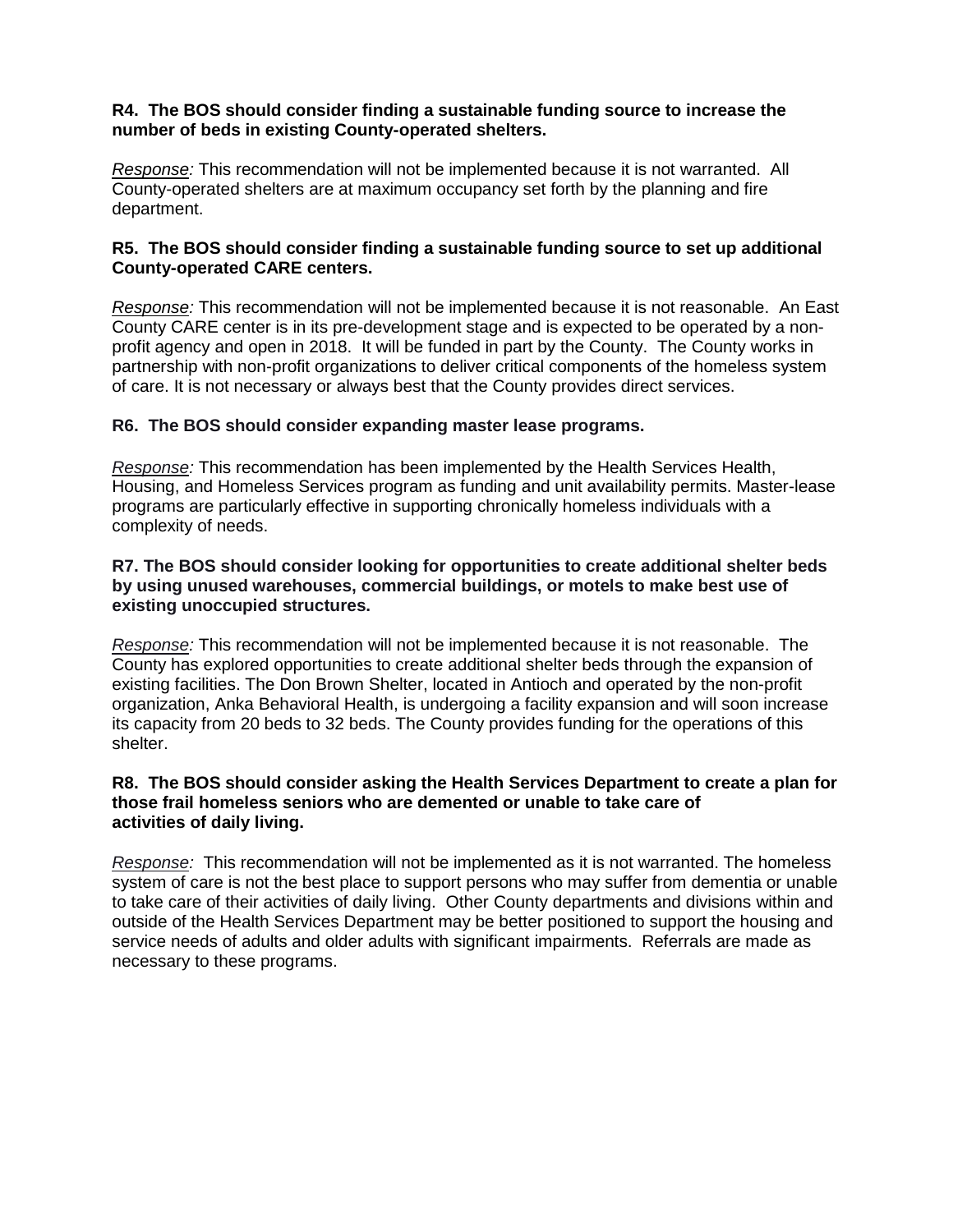**R4. The BOS should consider finding a sustainable funding source to increase the number of beds in existing County-operated shelters.**

*Response:* This recommendation will not be implemented because it is not warranted. All County-operated shelters are at maximum occupancy set forth by the planning and fire department.

**R5. The BOS should consider finding a sustainable funding source to set up additional County-operated CARE centers.**

*Response:* This recommendation will not be implemented because it is not reasonable. An East County CARE center is in its pre-development stage and is expected to be operated by a non-profit agency and open in 2018. It will be funded in part by the County. The County works in partnership with non-profit organizations to deliver critical components of the homeless system of care. It is not necessary or always best that the County provides direct services.

**R6. The BOS should consider expanding master lease programs.**

*Response:* This recommendation has been implemented by the Health Services Health, Housing, and Homeless Services program as funding and unit availability permits. Master-lease programs are particularly effective in supporting chronically homeless individuals with a complexity of needs.

**R7. The BOS should consider looking for opportunities to create additional shelter beds by using unused warehouses, commercial buildings, or motels to make best use of existing unoccupied structures.**

*Response:* This recommendation will not be implemented because it is not reasonable. The County has explored opportunities to create additional shelter beds through the expansion of existing facilities. The Don Brown Shelter, located in Antioch and operated by the non-profit organization, Anka Behavioral Health, is undergoing a facility expansion and will soon increase its capacity from 20 beds to 32 beds. The County provides funding for the operations of this shelter.

**R8. The BOS should consider asking the Health Services Department to create a plan for those frail homeless seniors who are demented or unable to take care of activities of daily living.**

*Response:* This recommendation will not be implemented as it is not warranted. The homeless system of care is not the best place to support persons who may suffer from dementia or unable to take care of their activities of daily living. Other County departments and divisions within and outside of the Health Services Department may be better positioned to support the housing and service needs of adults and older adults with significant impairments. Referrals are made as necessary to these programs.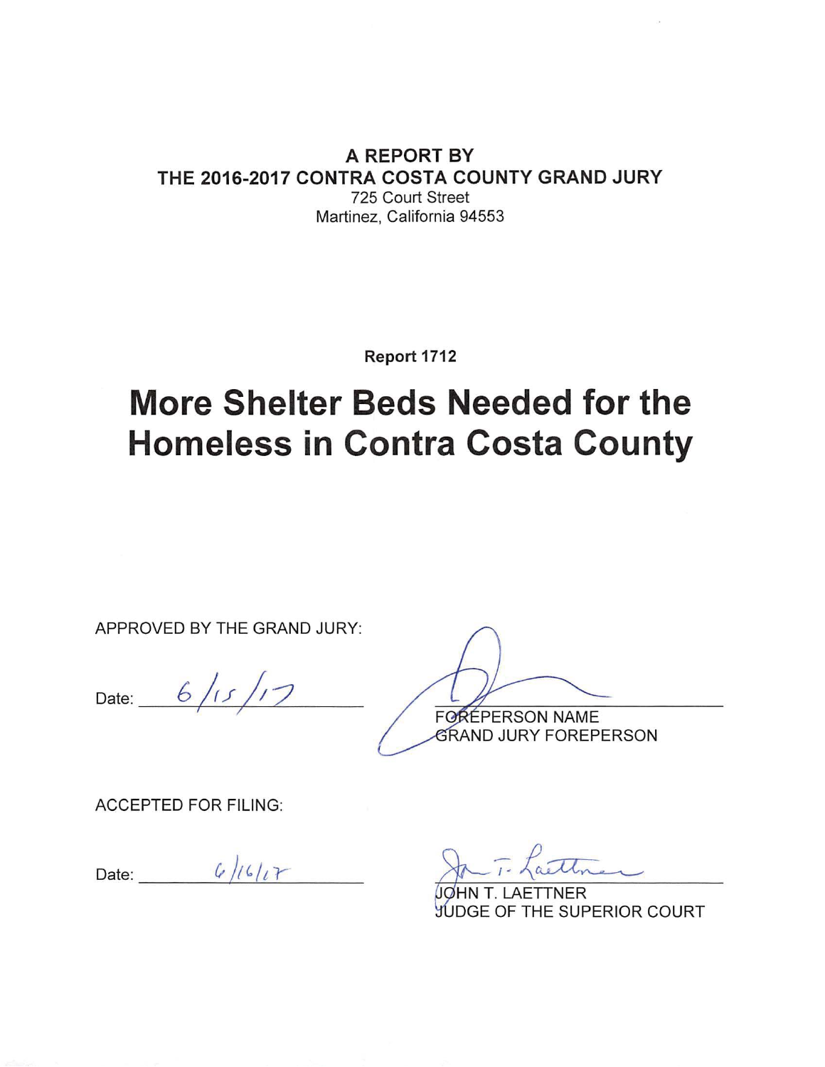**A REPORT BY**
**THE 2016-2017 CONTRA COSTA COUNTY GRAND JURY**
725 Court Street
Martinez, California 94553

**Report 1712**

# More Shelter Beds Needed for the Homeless in Contra Costa County

APPROVED BY THE GRAND JURY:

Date: 6/15/17

FOREPERSON NAME
GRAND JURY FOREPERSON

ACCEPTED FOR FILING:

Date: 6/16/17

JOHN T. LAETTNER
JUDGE OF THE SUPERIOR COURT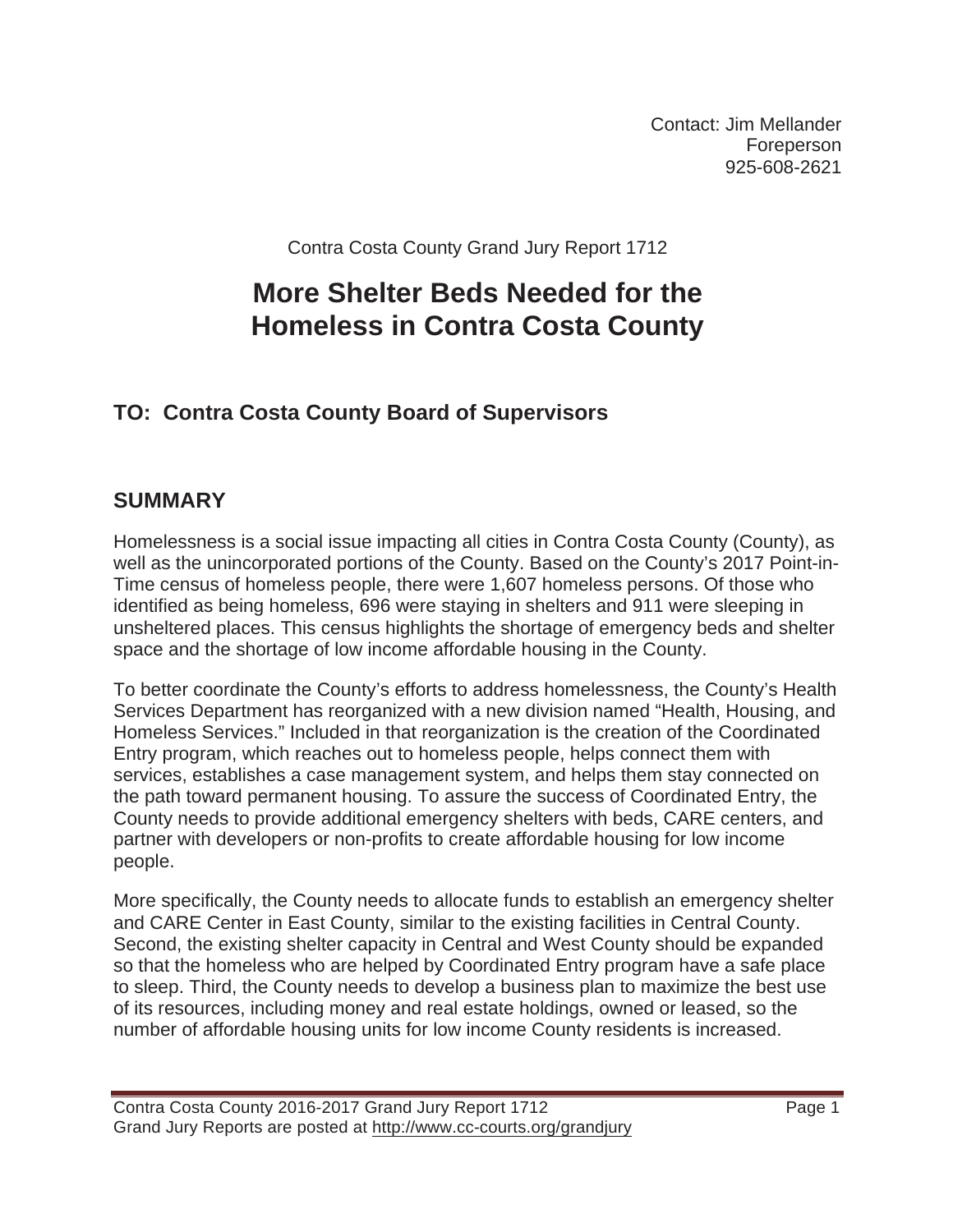Contact: Jim Mellander
Foreperson
925-608-2621

Contra Costa County Grand Jury Report 1712

# More Shelter Beds Needed for the Homeless in Contra Costa County

## TO: Contra Costa County Board of Supervisors

## SUMMARY

Homelessness is a social issue impacting all cities in Contra Costa County (County), as well as the unincorporated portions of the County. Based on the County's 2017 Point-in-Time census of homeless people, there were 1,607 homeless persons. Of those who identified as being homeless, 696 were staying in shelters and 911 were sleeping in unsheltered places. This census highlights the shortage of emergency beds and shelter space and the shortage of low income affordable housing in the County.

To better coordinate the County's efforts to address homelessness, the County's Health Services Department has reorganized with a new division named "Health, Housing, and Homeless Services." Included in that reorganization is the creation of the Coordinated Entry program, which reaches out to homeless people, helps connect them with services, establishes a case management system, and helps them stay connected on the path toward permanent housing. To assure the success of Coordinated Entry, the County needs to provide additional emergency shelters with beds, CARE centers, and partner with developers or non-profits to create affordable housing for low income people.

More specifically, the County needs to allocate funds to establish an emergency shelter and CARE Center in East County, similar to the existing facilities in Central County. Second, the existing shelter capacity in Central and West County should be expanded so that the homeless who are helped by Coordinated Entry program have a safe place to sleep. Third, the County needs to develop a business plan to maximize the best use of its resources, including money and real estate holdings, owned or leased, so the number of affordable housing units for low income County residents is increased.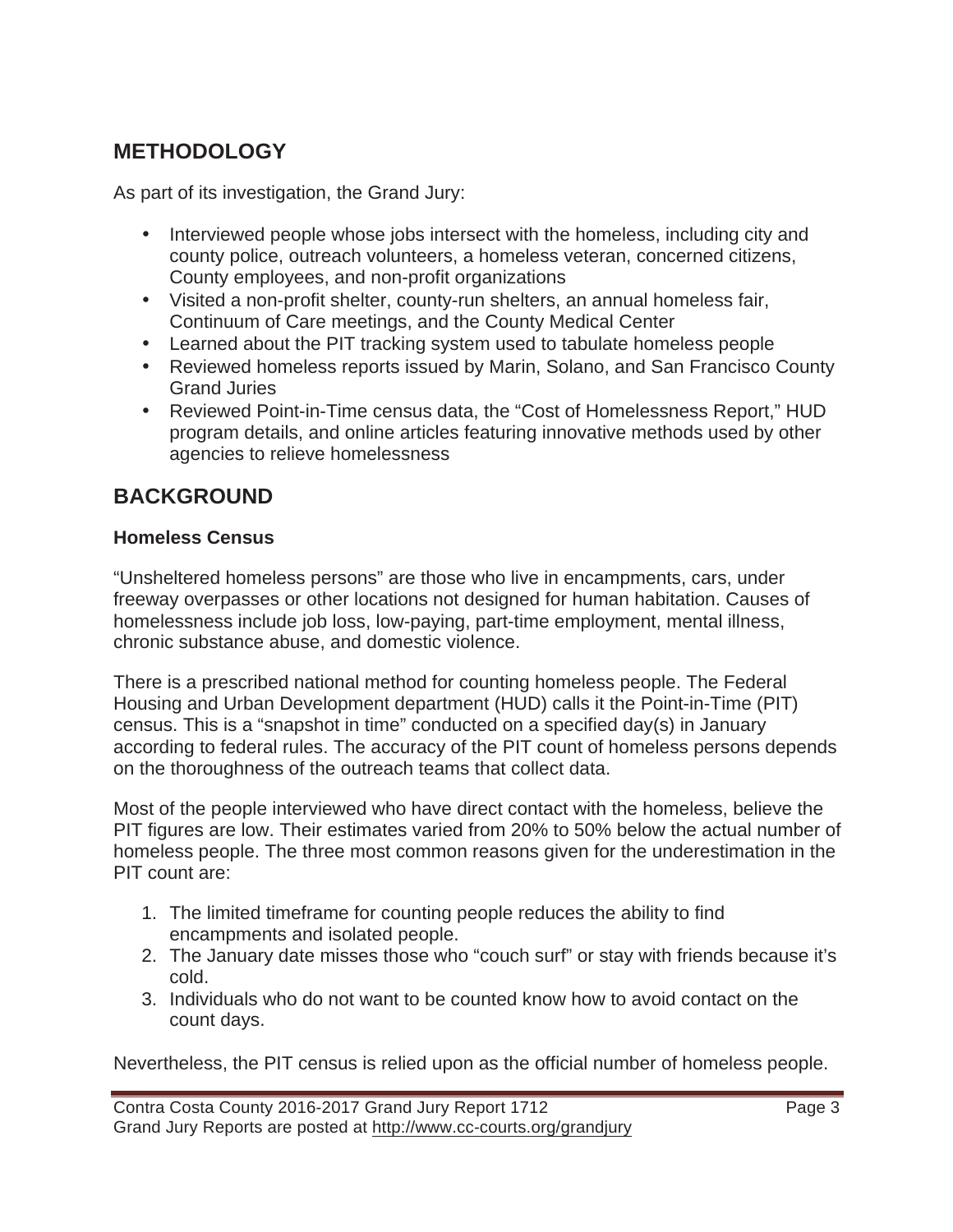## METHODOLOGY

As part of its investigation, the Grand Jury:

- Interviewed people whose jobs intersect with the homeless, including city and county police, outreach volunteers, a homeless veteran, concerned citizens, County employees, and non-profit organizations
- Visited a non-profit shelter, county-run shelters, an annual homeless fair, Continuum of Care meetings, and the County Medical Center
- Learned about the PIT tracking system used to tabulate homeless people
- Reviewed homeless reports issued by Marin, Solano, and San Francisco County Grand Juries
- Reviewed Point-in-Time census data, the "Cost of Homelessness Report," HUD program details, and online articles featuring innovative methods used by other agencies to relieve homelessness

## BACKGROUND

### Homeless Census

"Unsheltered homeless persons" are those who live in encampments, cars, under freeway overpasses or other locations not designed for human habitation. Causes of homelessness include job loss, low-paying, part-time employment, mental illness, chronic substance abuse, and domestic violence.

There is a prescribed national method for counting homeless people. The Federal Housing and Urban Development department (HUD) calls it the Point-in-Time (PIT) census. This is a "snapshot in time" conducted on a specified day(s) in January according to federal rules. The accuracy of the PIT count of homeless persons depends on the thoroughness of the outreach teams that collect data.

Most of the people interviewed who have direct contact with the homeless, believe the PIT figures are low. Their estimates varied from 20% to 50% below the actual number of homeless people. The three most common reasons given for the underestimation in the PIT count are:

1. The limited timeframe for counting people reduces the ability to find encampments and isolated people.
2. The January date misses those who "couch surf" or stay with friends because it's cold.
3. Individuals who do not want to be counted know how to avoid contact on the count days.

Nevertheless, the PIT census is relied upon as the official number of homeless people.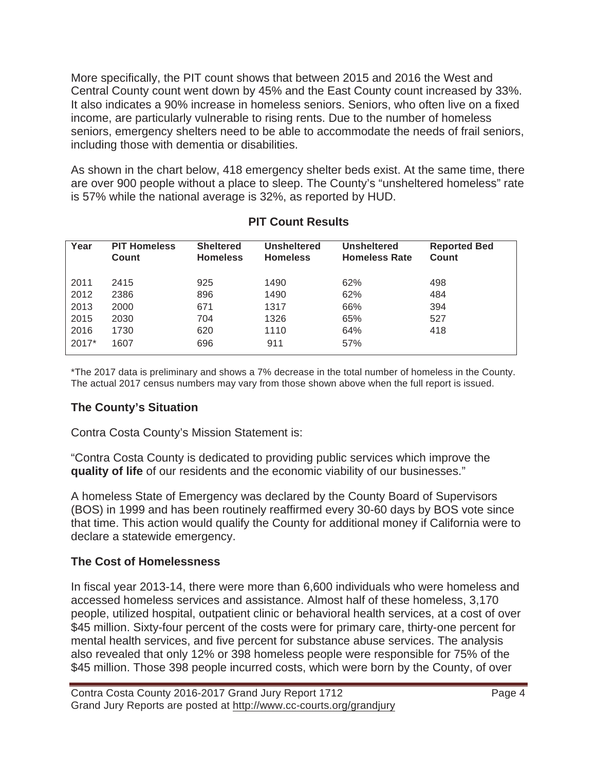More specifically, the PIT count shows that between 2015 and 2016 the West and Central County count went down by 45% and the East County count increased by 33%. It also indicates a 90% increase in homeless seniors. Seniors, who often live on a fixed income, are particularly vulnerable to rising rents. Due to the number of homeless seniors, emergency shelters need to be able to accommodate the needs of frail seniors, including those with dementia or disabilities.

As shown in the chart below, 418 emergency shelter beds exist. At the same time, there are over 900 people without a place to sleep. The County's "unsheltered homeless" rate is 57% while the national average is 32%, as reported by HUD.

**PIT Count Results**

| Year | PIT Homeless Count | Sheltered Homeless | Unsheltered Homeless | Unsheltered Homeless Rate | Reported Bed Count |
|---|---|---|---|---|---|
| 2011 | 2415 | 925 | 1490 | 62% | 498 |
| 2012 | 2386 | 896 | 1490 | 62% | 484 |
| 2013 | 2000 | 671 | 1317 | 66% | 394 |
| 2015 | 2030 | 704 | 1326 | 65% | 527 |
| 2016 | 1730 | 620 | 1110 | 64% | 418 |
| 2017* | 1607 | 696 | 911 | 57% | |

*The 2017 data is preliminary and shows a 7% decrease in the total number of homeless in the County. The actual 2017 census numbers may vary from those shown above when the full report is issued.

### The County's Situation

Contra Costa County's Mission Statement is:

"Contra Costa County is dedicated to providing public services which improve the **quality of life** of our residents and the economic viability of our businesses."

A homeless State of Emergency was declared by the County Board of Supervisors (BOS) in 1999 and has been routinely reaffirmed every 30-60 days by BOS vote since that time. This action would qualify the County for additional money if California were to declare a statewide emergency.

### The Cost of Homelessness

In fiscal year 2013-14, there were more than 6,600 individuals who were homeless and accessed homeless services and assistance. Almost half of these homeless, 3,170 people, utilized hospital, outpatient clinic or behavioral health services, at a cost of over $45 million. Sixty-four percent of the costs were for primary care, thirty-one percent for mental health services, and five percent for substance abuse services. The analysis also revealed that only 12% or 398 homeless people were responsible for 75% of the $45 million. Those 398 people incurred costs, which were born by the County, of over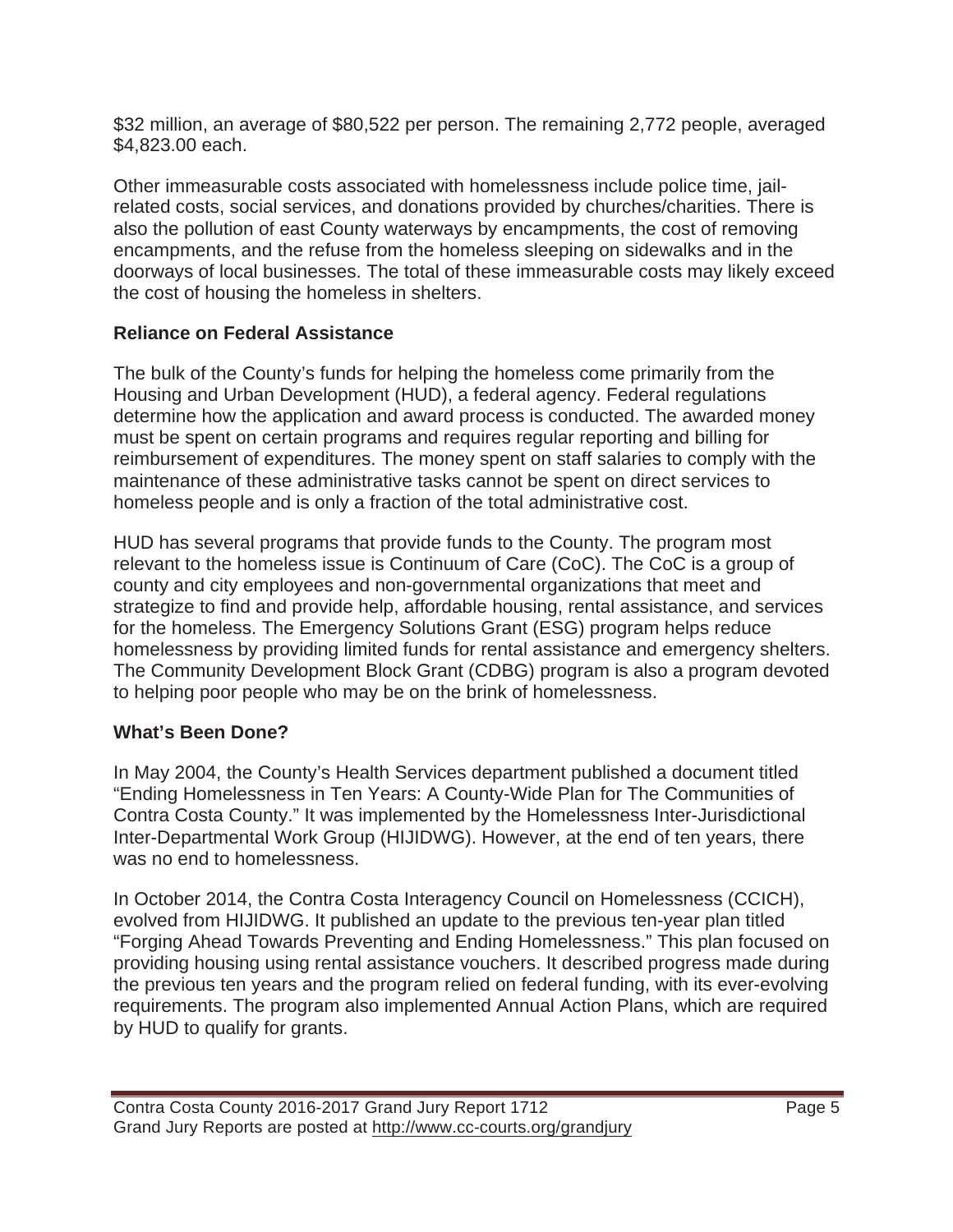$32 million, an average of $80,522 per person. The remaining 2,772 people, averaged $4,823.00 each.

Other immeasurable costs associated with homelessness include police time, jail-related costs, social services, and donations provided by churches/charities. There is also the pollution of east County waterways by encampments, the cost of removing encampments, and the refuse from the homeless sleeping on sidewalks and in the doorways of local businesses. The total of these immeasurable costs may likely exceed the cost of housing the homeless in shelters.

**Reliance on Federal Assistance**

The bulk of the County's funds for helping the homeless come primarily from the Housing and Urban Development (HUD), a federal agency. Federal regulations determine how the application and award process is conducted. The awarded money must be spent on certain programs and requires regular reporting and billing for reimbursement of expenditures. The money spent on staff salaries to comply with the maintenance of these administrative tasks cannot be spent on direct services to homeless people and is only a fraction of the total administrative cost.

HUD has several programs that provide funds to the County. The program most relevant to the homeless issue is Continuum of Care (CoC). The CoC is a group of county and city employees and non-governmental organizations that meet and strategize to find and provide help, affordable housing, rental assistance, and services for the homeless. The Emergency Solutions Grant (ESG) program helps reduce homelessness by providing limited funds for rental assistance and emergency shelters. The Community Development Block Grant (CDBG) program is also a program devoted to helping poor people who may be on the brink of homelessness.

**What's Been Done?**

In May 2004, the County's Health Services department published a document titled "Ending Homelessness in Ten Years: A County-Wide Plan for The Communities of Contra Costa County." It was implemented by the Homelessness Inter-Jurisdictional Inter-Departmental Work Group (HIJIDWG). However, at the end of ten years, there was no end to homelessness.

In October 2014, the Contra Costa Interagency Council on Homelessness (CCICH), evolved from HIJIDWG. It published an update to the previous ten-year plan titled "Forging Ahead Towards Preventing and Ending Homelessness." This plan focused on providing housing using rental assistance vouchers. It described progress made during the previous ten years and the program relied on federal funding, with its ever-evolving requirements. The program also implemented Annual Action Plans, which are required by HUD to qualify for grants.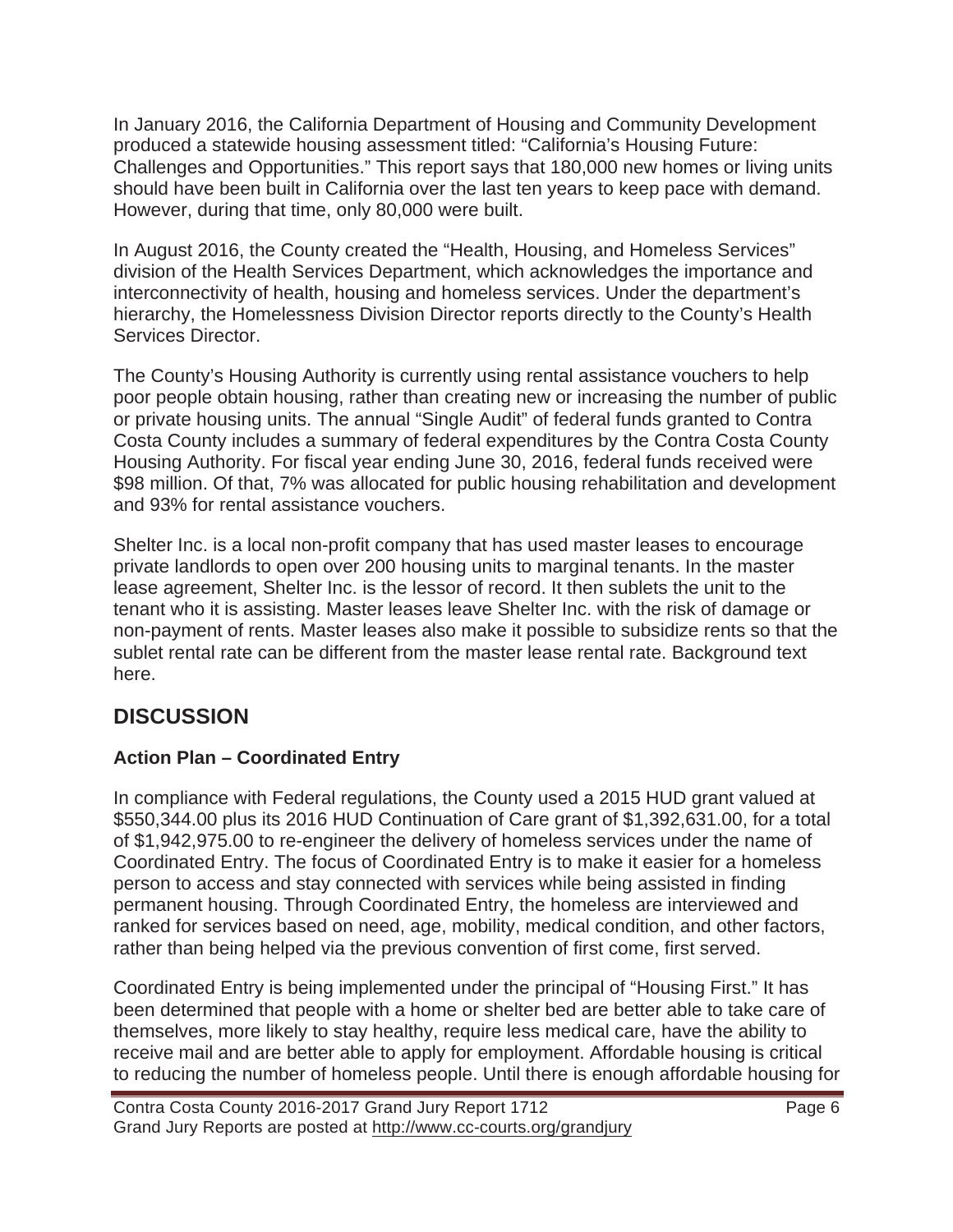In January 2016, the California Department of Housing and Community Development produced a statewide housing assessment titled: "California's Housing Future: Challenges and Opportunities." This report says that 180,000 new homes or living units should have been built in California over the last ten years to keep pace with demand. However, during that time, only 80,000 were built.

In August 2016, the County created the "Health, Housing, and Homeless Services" division of the Health Services Department, which acknowledges the importance and interconnectivity of health, housing and homeless services. Under the department's hierarchy, the Homelessness Division Director reports directly to the County's Health Services Director.

The County's Housing Authority is currently using rental assistance vouchers to help poor people obtain housing, rather than creating new or increasing the number of public or private housing units. The annual "Single Audit" of federal funds granted to Contra Costa County includes a summary of federal expenditures by the Contra Costa County Housing Authority. For fiscal year ending June 30, 2016, federal funds received were $98 million. Of that, 7% was allocated for public housing rehabilitation and development and 93% for rental assistance vouchers.

Shelter Inc. is a local non-profit company that has used master leases to encourage private landlords to open over 200 housing units to marginal tenants. In the master lease agreement, Shelter Inc. is the lessor of record. It then sublets the unit to the tenant who it is assisting. Master leases leave Shelter Inc. with the risk of damage or non-payment of rents. Master leases also make it possible to subsidize rents so that the sublet rental rate can be different from the master lease rental rate. Background text here.

## DISCUSSION

### Action Plan – Coordinated Entry

In compliance with Federal regulations, the County used a 2015 HUD grant valued at $550,344.00 plus its 2016 HUD Continuation of Care grant of $1,392,631.00, for a total of $1,942,975.00 to re-engineer the delivery of homeless services under the name of Coordinated Entry. The focus of Coordinated Entry is to make it easier for a homeless person to access and stay connected with services while being assisted in finding permanent housing. Through Coordinated Entry, the homeless are interviewed and ranked for services based on need, age, mobility, medical condition, and other factors, rather than being helped via the previous convention of first come, first served.

Coordinated Entry is being implemented under the principal of "Housing First." It has been determined that people with a home or shelter bed are better able to take care of themselves, more likely to stay healthy, require less medical care, have the ability to receive mail and are better able to apply for employment. Affordable housing is critical to reducing the number of homeless people. Until there is enough affordable housing for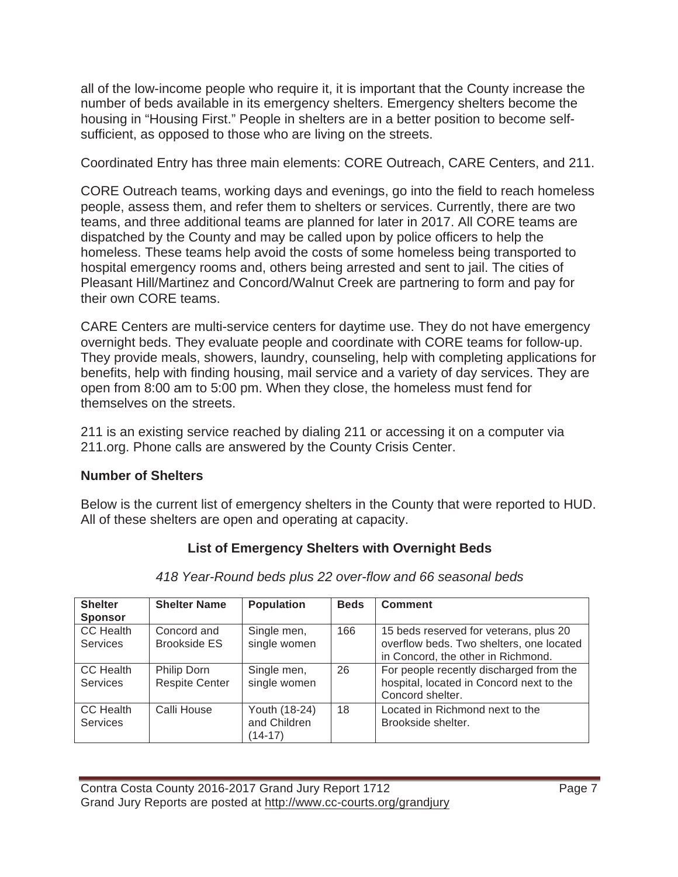all of the low-income people who require it, it is important that the County increase the number of beds available in its emergency shelters. Emergency shelters become the housing in "Housing First." People in shelters are in a better position to become self-sufficient, as opposed to those who are living on the streets.

Coordinated Entry has three main elements: CORE Outreach, CARE Centers, and 211.

CORE Outreach teams, working days and evenings, go into the field to reach homeless people, assess them, and refer them to shelters or services. Currently, there are two teams, and three additional teams are planned for later in 2017. All CORE teams are dispatched by the County and may be called upon by police officers to help the homeless. These teams help avoid the costs of some homeless being transported to hospital emergency rooms and, others being arrested and sent to jail. The cities of Pleasant Hill/Martinez and Concord/Walnut Creek are partnering to form and pay for their own CORE teams.

CARE Centers are multi-service centers for daytime use. They do not have emergency overnight beds. They evaluate people and coordinate with CORE teams for follow-up. They provide meals, showers, laundry, counseling, help with completing applications for benefits, help with finding housing, mail service and a variety of day services. They are open from 8:00 am to 5:00 pm. When they close, the homeless must fend for themselves on the streets.

211 is an existing service reached by dialing 211 or accessing it on a computer via 211.org. Phone calls are answered by the County Crisis Center.

### Number of Shelters

Below is the current list of emergency shelters in the County that were reported to HUD. All of these shelters are open and operating at capacity.

#### List of Emergency Shelters with Overnight Beds

*418 Year-Round beds plus 22 over-flow and 66 seasonal beds*

| Shelter Sponsor | Shelter Name | Population | Beds | Comment |
|---|---|---|---|---|
| CC Health Services | Concord and Brookside ES | Single men, single women | 166 | 15 beds reserved for veterans, plus 20 overflow beds. Two shelters, one located in Concord, the other in Richmond. |
| CC Health Services | Philip Dorn Respite Center | Single men, single women | 26 | For people recently discharged from the hospital, located in Concord next to the Concord shelter. |
| CC Health Services | Calli House | Youth (18-24) and Children (14-17) | 18 | Located in Richmond next to the Brookside shelter. |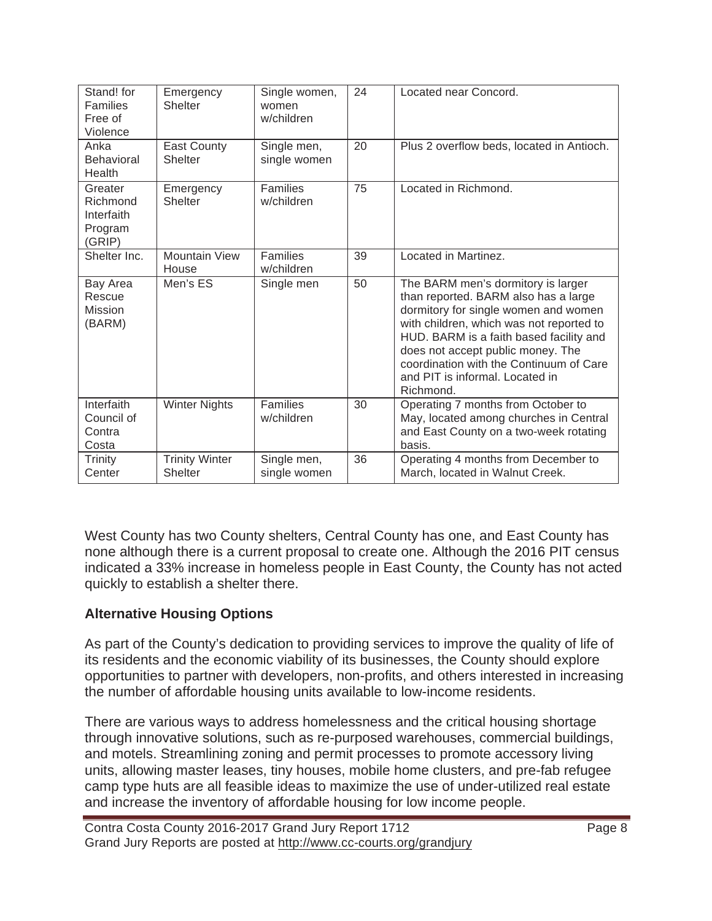| Stand! for Families Free of Violence | Emergency Shelter | Single women, women w/children | 24 | Located near Concord. |
|---|---|---|---|---|
| Anka Behavioral Health | East County Shelter | Single men, single women | 20 | Plus 2 overflow beds, located in Antioch. |
| Greater Richmond Interfaith Program (GRIP) | Emergency Shelter | Families w/children | 75 | Located in Richmond. |
| Shelter Inc. | Mountain View House | Families w/children | 39 | Located in Martinez. |
| Bay Area Rescue Mission (BARM) | Men's ES | Single men | 50 | The BARM men's dormitory is larger than reported. BARM also has a large dormitory for single women and women with children, which was not reported to HUD. BARM is a faith based facility and does not accept public money. The coordination with the Continuum of Care and PIT is informal. Located in Richmond. |
| Interfaith Council of Contra Costa | Winter Nights | Families w/children | 30 | Operating 7 months from October to May, located among churches in Central and East County on a two-week rotating basis. |
| Trinity Center | Trinity Winter Shelter | Single men, single women | 36 | Operating 4 months from December to March, located in Walnut Creek. |

West County has two County shelters, Central County has one, and East County has none although there is a current proposal to create one. Although the 2016 PIT census indicated a 33% increase in homeless people in East County, the County has not acted quickly to establish a shelter there.

## Alternative Housing Options

As part of the County's dedication to providing services to improve the quality of life of its residents and the economic viability of its businesses, the County should explore opportunities to partner with developers, non-profits, and others interested in increasing the number of affordable housing units available to low-income residents.

There are various ways to address homelessness and the critical housing shortage through innovative solutions, such as re-purposed warehouses, commercial buildings, and motels. Streamlining zoning and permit processes to promote accessory living units, allowing master leases, tiny houses, mobile home clusters, and pre-fab refugee camp type huts are all feasible ideas to maximize the use of under-utilized real estate and increase the inventory of affordable housing for low income people.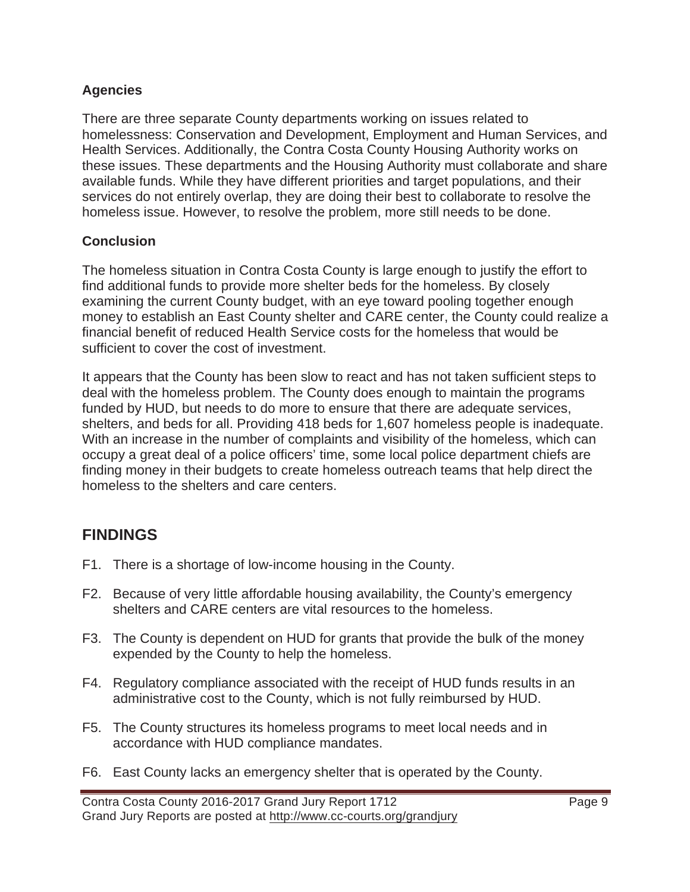### Agencies

There are three separate County departments working on issues related to homelessness: Conservation and Development, Employment and Human Services, and Health Services. Additionally, the Contra Costa County Housing Authority works on these issues. These departments and the Housing Authority must collaborate and share available funds. While they have different priorities and target populations, and their services do not entirely overlap, they are doing their best to collaborate to resolve the homeless issue. However, to resolve the problem, more still needs to be done.

### Conclusion

The homeless situation in Contra Costa County is large enough to justify the effort to find additional funds to provide more shelter beds for the homeless. By closely examining the current County budget, with an eye toward pooling together enough money to establish an East County shelter and CARE center, the County could realize a financial benefit of reduced Health Service costs for the homeless that would be sufficient to cover the cost of investment.

It appears that the County has been slow to react and has not taken sufficient steps to deal with the homeless problem. The County does enough to maintain the programs funded by HUD, but needs to do more to ensure that there are adequate services, shelters, and beds for all. Providing 418 beds for 1,607 homeless people is inadequate. With an increase in the number of complaints and visibility of the homeless, which can occupy a great deal of a police officers' time, some local police department chiefs are finding money in their budgets to create homeless outreach teams that help direct the homeless to the shelters and care centers.

## FINDINGS

F1. There is a shortage of low-income housing in the County.

F2. Because of very little affordable housing availability, the County's emergency shelters and CARE centers are vital resources to the homeless.

F3. The County is dependent on HUD for grants that provide the bulk of the money expended by the County to help the homeless.

F4. Regulatory compliance associated with the receipt of HUD funds results in an administrative cost to the County, which is not fully reimbursed by HUD.

F5. The County structures its homeless programs to meet local needs and in accordance with HUD compliance mandates.

F6. East County lacks an emergency shelter that is operated by the County.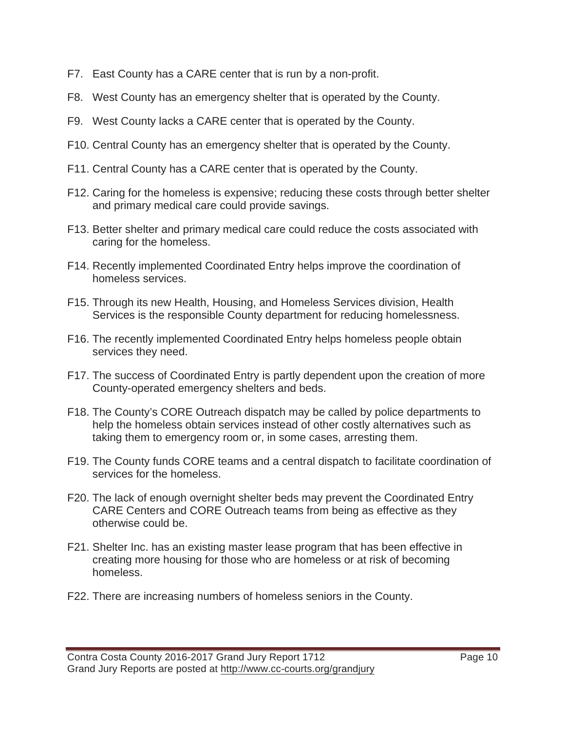F7. East County has a CARE center that is run by a non-profit.

F8. West County has an emergency shelter that is operated by the County.

F9. West County lacks a CARE center that is operated by the County.

F10. Central County has an emergency shelter that is operated by the County.

F11. Central County has a CARE center that is operated by the County.

F12. Caring for the homeless is expensive; reducing these costs through better shelter and primary medical care could provide savings.

F13. Better shelter and primary medical care could reduce the costs associated with caring for the homeless.

F14. Recently implemented Coordinated Entry helps improve the coordination of homeless services.

F15. Through its new Health, Housing, and Homeless Services division, Health Services is the responsible County department for reducing homelessness.

F16. The recently implemented Coordinated Entry helps homeless people obtain services they need.

F17. The success of Coordinated Entry is partly dependent upon the creation of more County-operated emergency shelters and beds.

F18. The County's CORE Outreach dispatch may be called by police departments to help the homeless obtain services instead of other costly alternatives such as taking them to emergency room or, in some cases, arresting them.

F19. The County funds CORE teams and a central dispatch to facilitate coordination of services for the homeless.

F20. The lack of enough overnight shelter beds may prevent the Coordinated Entry CARE Centers and CORE Outreach teams from being as effective as they otherwise could be.

F21. Shelter Inc. has an existing master lease program that has been effective in creating more housing for those who are homeless or at risk of becoming homeless.

F22. There are increasing numbers of homeless seniors in the County.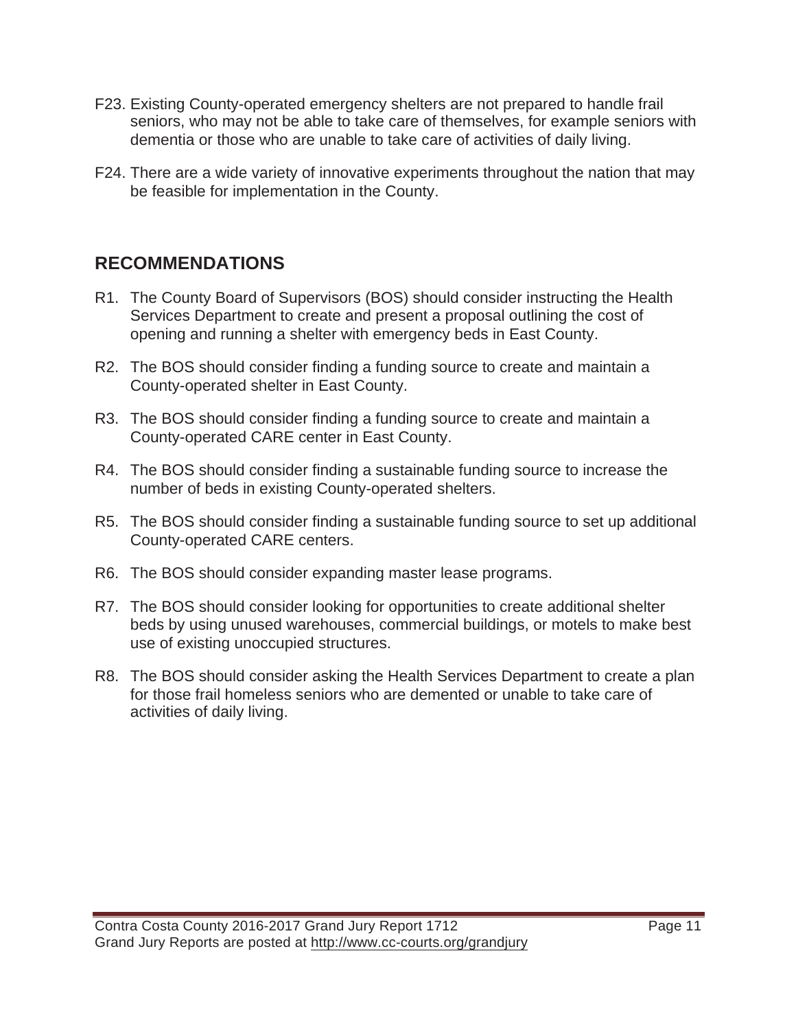F23. Existing County-operated emergency shelters are not prepared to handle frail seniors, who may not be able to take care of themselves, for example seniors with dementia or those who are unable to take care of activities of daily living.

F24. There are a wide variety of innovative experiments throughout the nation that may be feasible for implementation in the County.

## RECOMMENDATIONS

R1. The County Board of Supervisors (BOS) should consider instructing the Health Services Department to create and present a proposal outlining the cost of opening and running a shelter with emergency beds in East County.

R2. The BOS should consider finding a funding source to create and maintain a County-operated shelter in East County.

R3. The BOS should consider finding a funding source to create and maintain a County-operated CARE center in East County.

R4. The BOS should consider finding a sustainable funding source to increase the number of beds in existing County-operated shelters.

R5. The BOS should consider finding a sustainable funding source to set up additional County-operated CARE centers.

R6. The BOS should consider expanding master lease programs.

R7. The BOS should consider looking for opportunities to create additional shelter beds by using unused warehouses, commercial buildings, or motels to make best use of existing unoccupied structures.

R8. The BOS should consider asking the Health Services Department to create a plan for those frail homeless seniors who are demented or unable to take care of activities of daily living.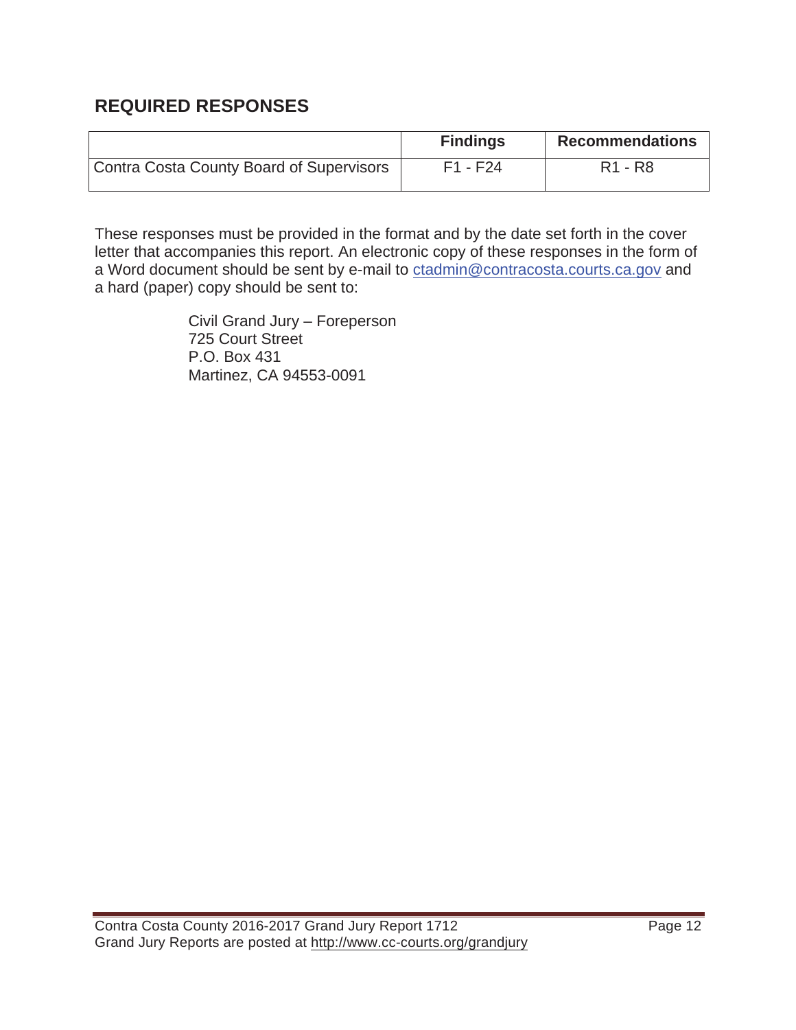## REQUIRED RESPONSES

| | Findings | Recommendations |
|---|---|---|
| Contra Costa County Board of Supervisors | F1 - F24 | R1 - R8 |

These responses must be provided in the format and by the date set forth in the cover letter that accompanies this report. An electronic copy of these responses in the form of a Word document should be sent by e-mail to ctadmin@contracosta.courts.ca.gov and a hard (paper) copy should be sent to:

Civil Grand Jury – Foreperson
725 Court Street
P.O. Box 431
Martinez, CA 94553-0091